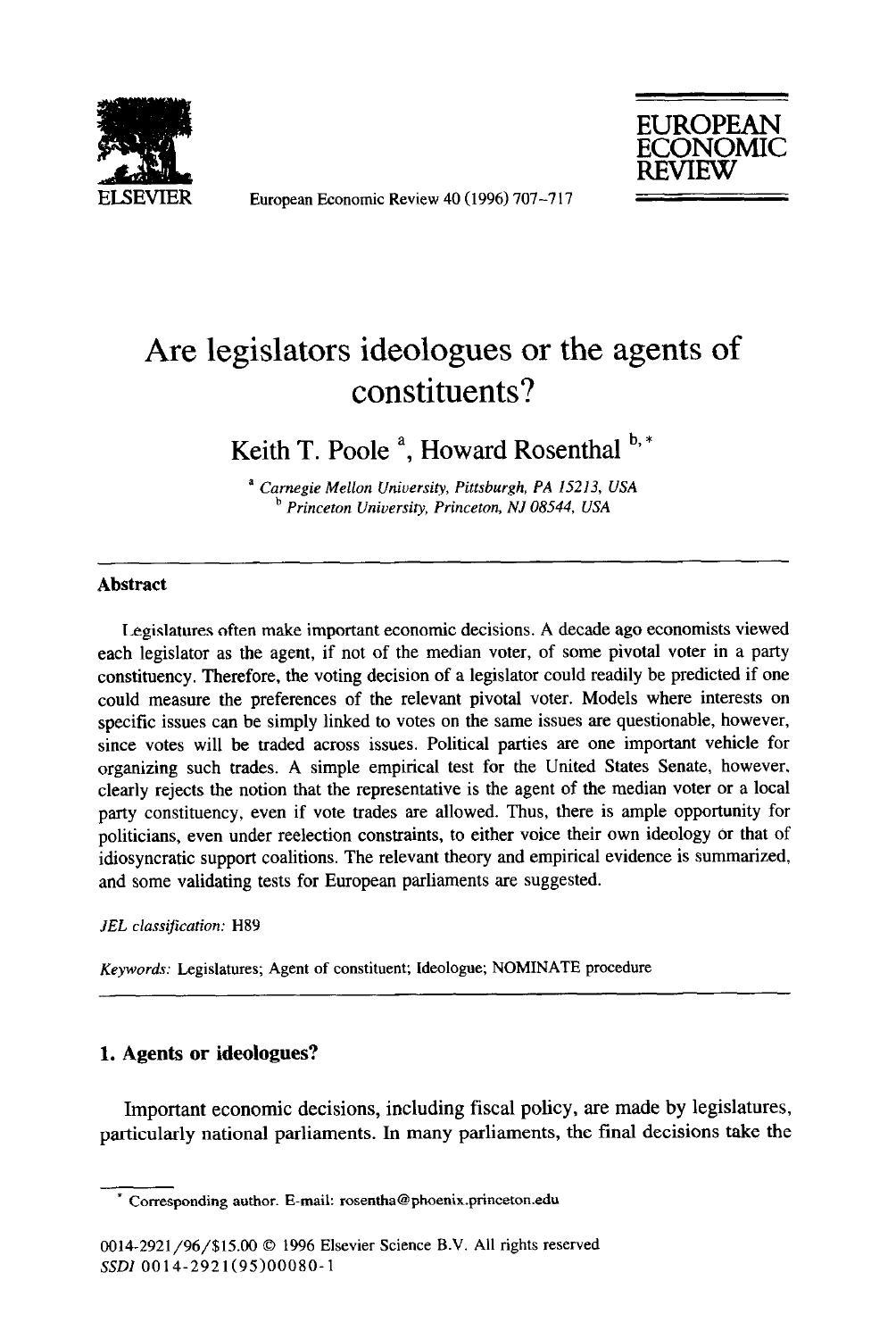# Are legislators ideologues or the agents of constituents?

Keith T. Poole [a], Howard Rosenthal [b,*]

[a] Carnegie Mellon University, Pittsburgh, PA 15213, USA
[b] Princeton University, Princeton, NJ 08544, USA

## Abstract

Legislatures often make important economic decisions. A decade ago economists viewed each legislator as the agent, if not of the median voter, of some pivotal voter in a party constituency. Therefore, the voting decision of a legislator could readily be predicted if one could measure the preferences of the relevant pivotal voter. Models where interests on specific issues can be simply linked to votes on the same issues are questionable, however, since votes will be traded across issues. Political parties are one important vehicle for organizing such trades. A simple empirical test for the United States Senate, however, clearly rejects the notion that the representative is the agent of the median voter or a local party constituency, even if vote trades are allowed. Thus, there is ample opportunity for politicians, even under reelection constraints, to either voice their own ideology or that of idiosyncratic support coalitions. The relevant theory and empirical evidence is summarized, and some validating tests for European parliaments are suggested.

*JEL classification:* H89

*Keywords:* Legislatures; Agent of constituent; Ideologue; NOMINATE procedure

## 1. Agents or ideologues?

Important economic decisions, including fiscal policy, are made by legislatures, particularly national parliaments. In many parliaments, the final decisions take the

---

\* Corresponding author. E-mail: rosentha@phoenix.princeton.edu

0014-2921/96/$15.00 © 1996 Elsevier Science B.V. All rights reserved
SSDI 0014-2921(95)00080-1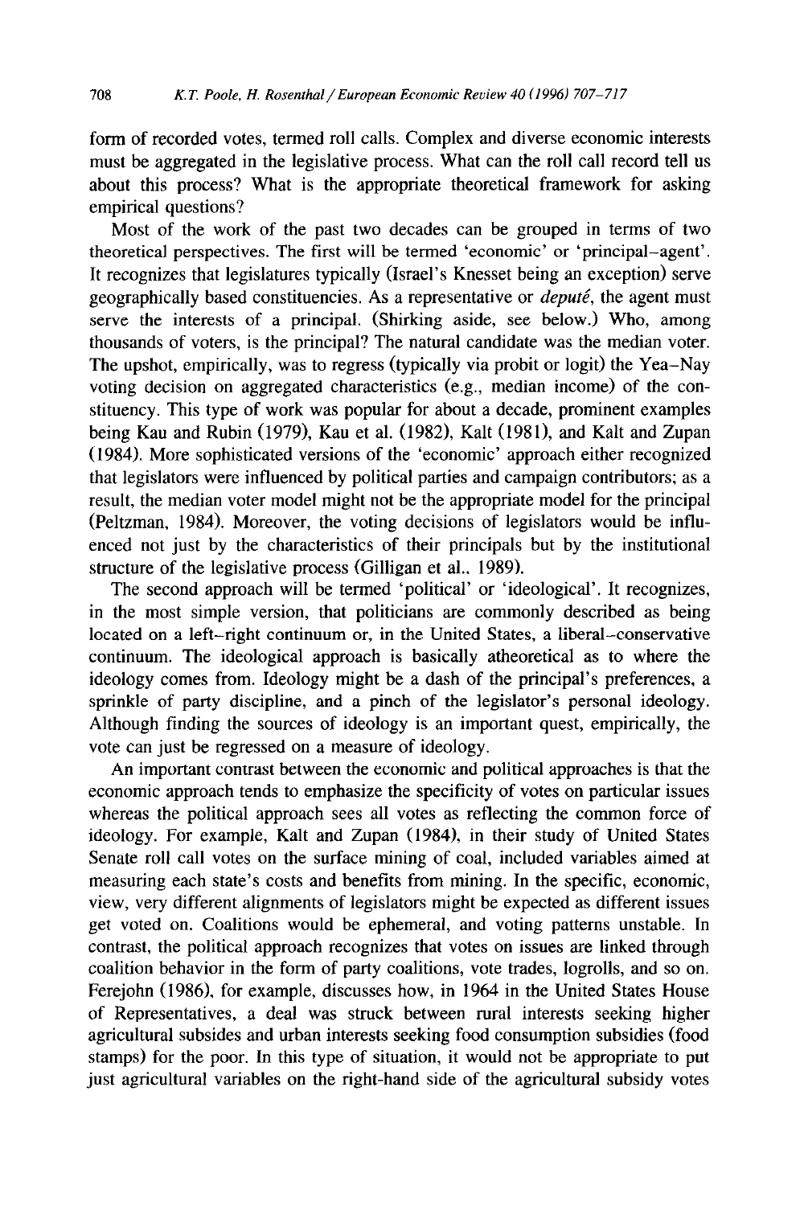form of recorded votes, termed roll calls. Complex and diverse economic interests must be aggregated in the legislative process. What can the roll call record tell us about this process? What is the appropriate theoretical framework for asking empirical questions?

Most of the work of the past two decades can be grouped in terms of two theoretical perspectives. The first will be termed 'economic' or 'principal–agent'. It recognizes that legislatures typically (Israel's Knesset being an exception) serve geographically based constituencies. As a representative or *deputé*, the agent must serve the interests of a principal. (Shirking aside, see below.) Who, among thousands of voters, is the principal? The natural candidate was the median voter. The upshot, empirically, was to regress (typically via probit or logit) the Yea–Nay voting decision on aggregated characteristics (e.g., median income) of the constituency. This type of work was popular for about a decade, prominent examples being Kau and Rubin (1979), Kau et al. (1982), Kalt (1981), and Kalt and Zupan (1984). More sophisticated versions of the 'economic' approach either recognized that legislators were influenced by political parties and campaign contributors; as a result, the median voter model might not be the appropriate model for the principal (Peltzman, 1984). Moreover, the voting decisions of legislators would be influenced not just by the characteristics of their principals but by the institutional structure of the legislative process (Gilligan et al., 1989).

The second approach will be termed 'political' or 'ideological'. It recognizes, in the most simple version, that politicians are commonly described as being located on a left–right continuum or, in the United States, a liberal–conservative continuum. The ideological approach is basically atheoretical as to where the ideology comes from. Ideology might be a dash of the principal's preferences, a sprinkle of party discipline, and a pinch of the legislator's personal ideology. Although finding the sources of ideology is an important quest, empirically, the vote can just be regressed on a measure of ideology.

An important contrast between the economic and political approaches is that the economic approach tends to emphasize the specificity of votes on particular issues whereas the political approach sees all votes as reflecting the common force of ideology. For example, Kalt and Zupan (1984), in their study of United States Senate roll call votes on the surface mining of coal, included variables aimed at measuring each state's costs and benefits from mining. In the specific, economic, view, very different alignments of legislators might be expected as different issues get voted on. Coalitions would be ephemeral, and voting patterns unstable. In contrast, the political approach recognizes that votes on issues are linked through coalition behavior in the form of party coalitions, vote trades, logrolls, and so on. Ferejohn (1986), for example, discusses how, in 1964 in the United States House of Representatives, a deal was struck between rural interests seeking higher agricultural subsides and urban interests seeking food consumption subsidies (food stamps) for the poor. In this type of situation, it would not be appropriate to put just agricultural variables on the right-hand side of the agricultural subsidy votes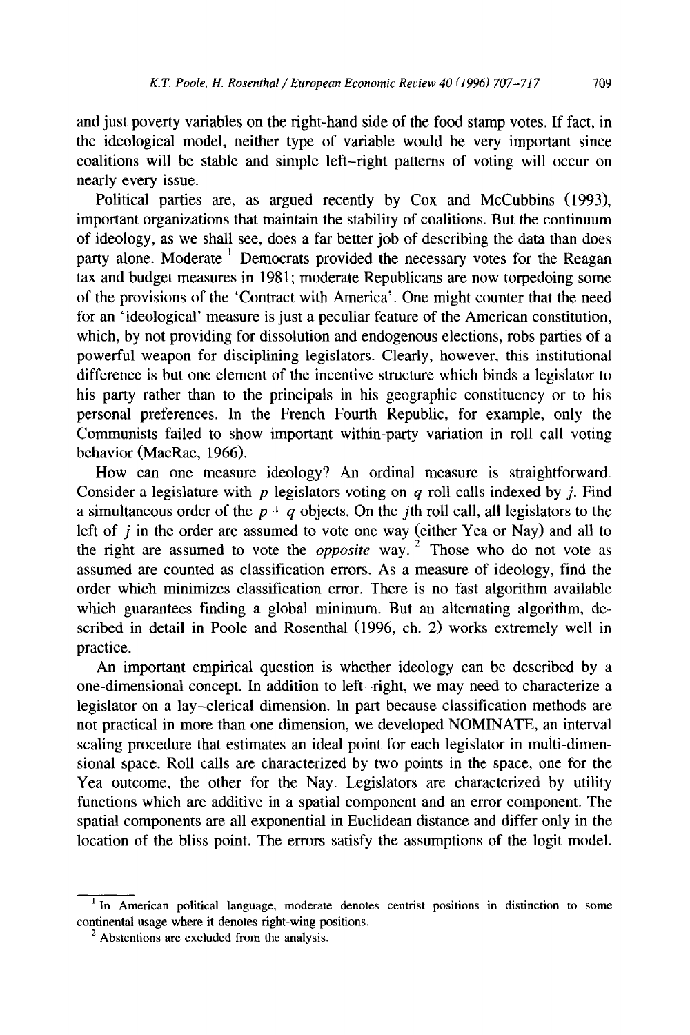and just poverty variables on the right-hand side of the food stamp votes. If fact, in the ideological model, neither type of variable would be very important since coalitions will be stable and simple left–right patterns of voting will occur on nearly every issue.

Political parties are, as argued recently by Cox and McCubbins (1993), important organizations that maintain the stability of coalitions. But the continuum of ideology, as we shall see, does a far better job of describing the data than does party alone. Moderate [1] Democrats provided the necessary votes for the Reagan tax and budget measures in 1981; moderate Republicans are now torpedoing some of the provisions of the 'Contract with America'. One might counter that the need for an 'ideological' measure is just a peculiar feature of the American constitution, which, by not providing for dissolution and endogenous elections, robs parties of a powerful weapon for disciplining legislators. Clearly, however, this institutional difference is but one element of the incentive structure which binds a legislator to his party rather than to the principals in his geographic constituency or to his personal preferences. In the French Fourth Republic, for example, only the Communists failed to show important within-party variation in roll call voting behavior (MacRae, 1966).

How can one measure ideology? An ordinal measure is straightforward. Consider a legislature with $p$ legislators voting on $q$ roll calls indexed by $j$. Find a simultaneous order of the $p + q$ objects. On the $j$th roll call, all legislators to the left of $j$ in the order are assumed to vote one way (either Yea or Nay) and all to the right are assumed to vote the *opposite* way. [2] Those who do not vote as assumed are counted as classification errors. As a measure of ideology, find the order which minimizes classification error. There is no fast algorithm available which guarantees finding a global minimum. But an alternating algorithm, described in detail in Poole and Rosenthal (1996, ch. 2) works extremely well in practice.

An important empirical question is whether ideology can be described by a one-dimensional concept. In addition to left–right, we may need to characterize a legislator on a lay–clerical dimension. In part because classification methods are not practical in more than one dimension, we developed NOMINATE, an interval scaling procedure that estimates an ideal point for each legislator in multi-dimensional space. Roll calls are characterized by two points in the space, one for the Yea outcome, the other for the Nay. Legislators are characterized by utility functions which are additive in a spatial component and an error component. The spatial components are all exponential in Euclidean distance and differ only in the location of the bliss point. The errors satisfy the assumptions of the logit model.

---

[1] In American political language, moderate denotes centrist positions in distinction to some continental usage where it denotes right-wing positions.

[2] Abstentions are excluded from the analysis.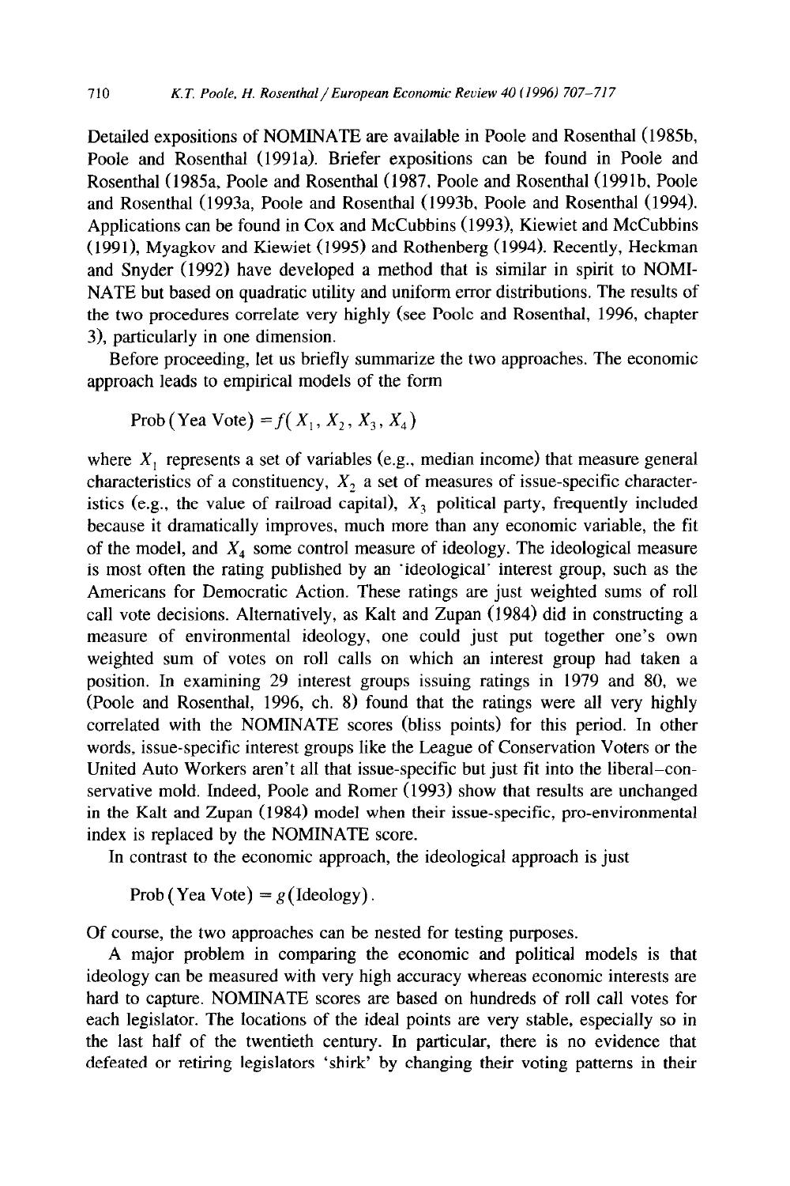Detailed expositions of NOMINATE are available in Poole and Rosenthal (1985b, Poole and Rosenthal (1991a). Briefer expositions can be found in Poole and Rosenthal (1985a, Poole and Rosenthal (1987, Poole and Rosenthal (1991b, Poole and Rosenthal (1993a, Poole and Rosenthal (1993b, Poole and Rosenthal (1994). Applications can be found in Cox and McCubbins (1993), Kiewiet and McCubbins (1991), Myagkov and Kiewiet (1995) and Rothenberg (1994). Recently, Heckman and Snyder (1992) have developed a method that is similar in spirit to NOMINATE but based on quadratic utility and uniform error distributions. The results of the two procedures correlate very highly (see Poole and Rosenthal, 1996, chapter 3), particularly in one dimension.

Before proceeding, let us briefly summarize the two approaches. The economic approach leads to empirical models of the form

$$\text{Prob}(\text{Yea Vote}) = f(X_1, X_2, X_3, X_4)$$

where $X_1$ represents a set of variables (e.g., median income) that measure general characteristics of a constituency, $X_2$ a set of measures of issue-specific characteristics (e.g., the value of railroad capital), $X_3$ political party, frequently included because it dramatically improves, much more than any economic variable, the fit of the model, and $X_4$ some control measure of ideology. The ideological measure is most often the rating published by an 'ideological' interest group, such as the Americans for Democratic Action. These ratings are just weighted sums of roll call vote decisions. Alternatively, as Kalt and Zupan (1984) did in constructing a measure of environmental ideology, one could just put together one's own weighted sum of votes on roll calls on which an interest group had taken a position. In examining 29 interest groups issuing ratings in 1979 and 80, we (Poole and Rosenthal, 1996, ch. 8) found that the ratings were all very highly correlated with the NOMINATE scores (bliss points) for this period. In other words, issue-specific interest groups like the League of Conservation Voters or the United Auto Workers aren't all that issue-specific but just fit into the liberal–conservative mold. Indeed, Poole and Romer (1993) show that results are unchanged in the Kalt and Zupan (1984) model when their issue-specific, pro-environmental index is replaced by the NOMINATE score.

In contrast to the economic approach, the ideological approach is just

$$\text{Prob}(\text{Yea Vote}) = g(\text{Ideology}).$$

Of course, the two approaches can be nested for testing purposes.

A major problem in comparing the economic and political models is that ideology can be measured with very high accuracy whereas economic interests are hard to capture. NOMINATE scores are based on hundreds of roll call votes for each legislator. The locations of the ideal points are very stable, especially so in the last half of the twentieth century. In particular, there is no evidence that defeated or retiring legislators 'shirk' by changing their voting patterns in their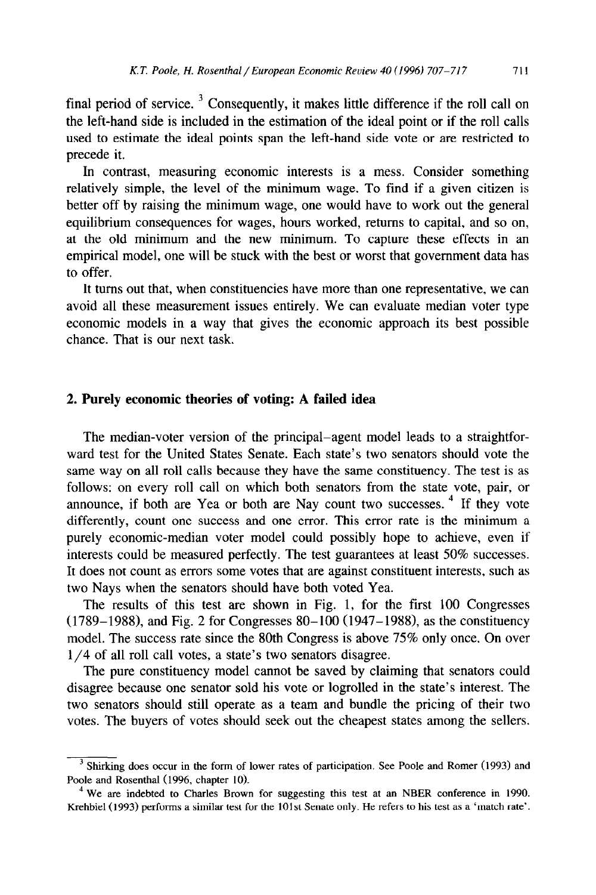final period of service. [3] Consequently, it makes little difference if the roll call on the left-hand side is included in the estimation of the ideal point or if the roll calls used to estimate the ideal points span the left-hand side vote or are restricted to precede it.

In contrast, measuring economic interests is a mess. Consider something relatively simple, the level of the minimum wage. To find if a given citizen is better off by raising the minimum wage, one would have to work out the general equilibrium consequences for wages, hours worked, returns to capital, and so on, at the old minimum and the new minimum. To capture these effects in an empirical model, one will be stuck with the best or worst that government data has to offer.

It turns out that, when constituencies have more than one representative, we can avoid all these measurement issues entirely. We can evaluate median voter type economic models in a way that gives the economic approach its best possible chance. That is our next task.

## 2. Purely economic theories of voting: A failed idea

The median-voter version of the principal–agent model leads to a straightforward test for the United States Senate. Each state's two senators should vote the same way on all roll calls because they have the same constituency. The test is as follows: on every roll call on which both senators from the state vote, pair, or announce, if both are Yea or both are Nay count two successes. [4] If they vote differently, count one success and one error. This error rate is the minimum a purely economic-median voter model could possibly hope to achieve, even if interests could be measured perfectly. The test guarantees at least 50% successes. It does not count as errors some votes that are against constituent interests, such as two Nays when the senators should have both voted Yea.

The results of this test are shown in Fig. 1, for the first 100 Congresses (1789–1988), and Fig. 2 for Congresses 80–100 (1947–1988), as the constituency model. The success rate since the 80th Congress is above 75% only once. On over 1/4 of all roll call votes, a state's two senators disagree.

The pure constituency model cannot be saved by claiming that senators could disagree because one senator sold his vote or logrolled in the state's interest. The two senators should still operate as a team and bundle the pricing of their two votes. The buyers of votes should seek out the cheapest states among the sellers.

[3] Shirking does occur in the form of lower rates of participation. See Poole and Romer (1993) and Poole and Rosenthal (1996, chapter 10).

[4] We are indebted to Charles Brown for suggesting this test at an NBER conference in 1990. Krehbiel (1993) performs a similar test for the 101st Senate only. He refers to his test as a 'match rate'.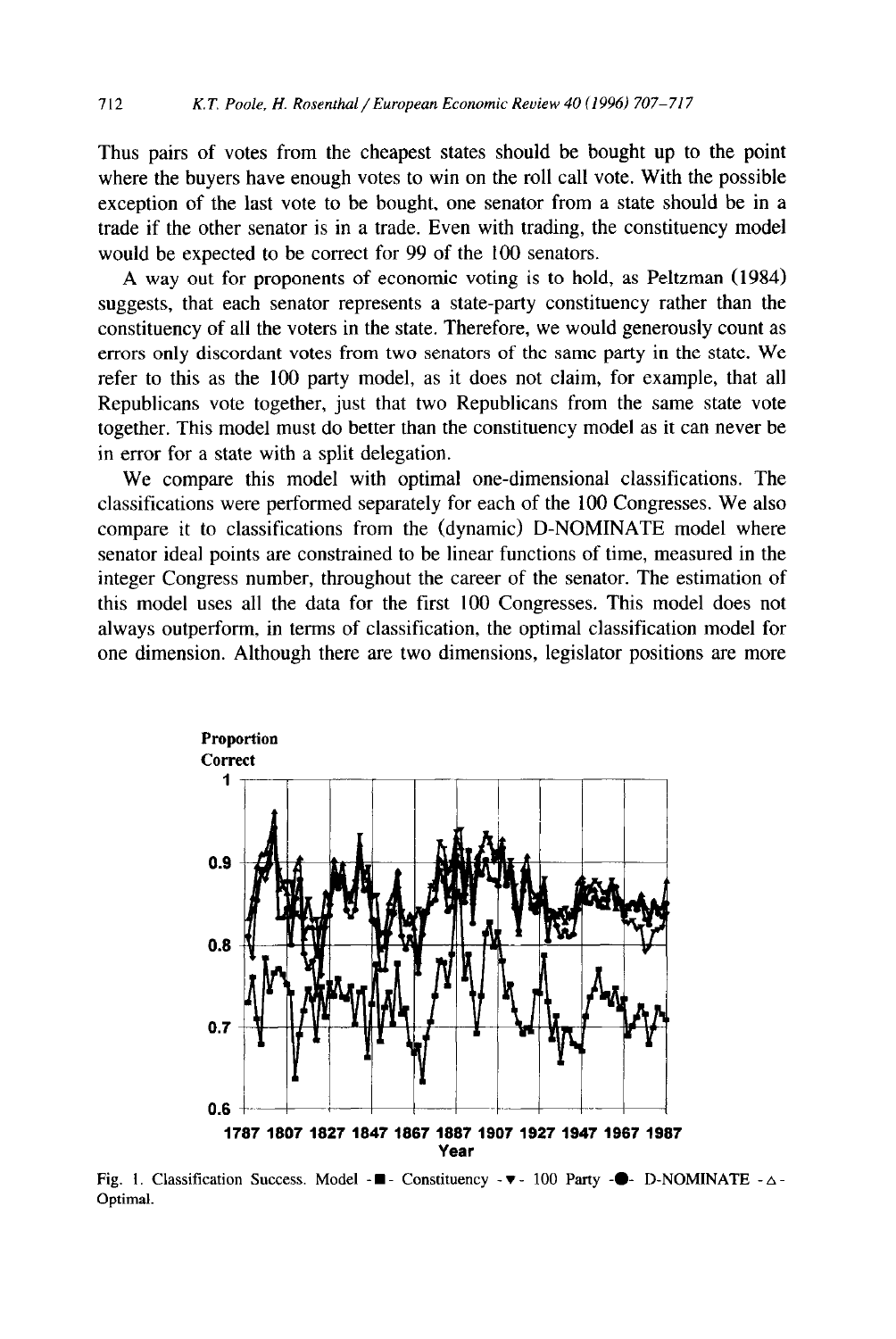Thus pairs of votes from the cheapest states should be bought up to the point where the buyers have enough votes to win on the roll call vote. With the possible exception of the last vote to be bought, one senator from a state should be in a trade if the other senator is in a trade. Even with trading, the constituency model would be expected to be correct for 99 of the 100 senators.

A way out for proponents of economic voting is to hold, as Peltzman (1984) suggests, that each senator represents a state-party constituency rather than the constituency of all the voters in the state. Therefore, we would generously count as errors only discordant votes from two senators of the same party in the state. We refer to this as the 100 party model, as it does not claim, for example, that all Republicans vote together, just that two Republicans from the same state vote together. This model must do better than the constituency model as it can never be in error for a state with a split delegation.

We compare this model with optimal one-dimensional classifications. The classifications were performed separately for each of the 100 Congresses. We also compare it to classifications from the (dynamic) D-NOMINATE model where senator ideal points are constrained to be linear functions of time, measured in the integer Congress number, throughout the career of the senator. The estimation of this model uses all the data for the first 100 Congresses. This model does not always outperform, in terms of classification, the optimal classification model for one dimension. Although there are two dimensions, legislator positions are more

Fig. 1. Classification Success. Model -■- Constituency -▼- 100 Party -●- D-NOMINATE -△- Optimal.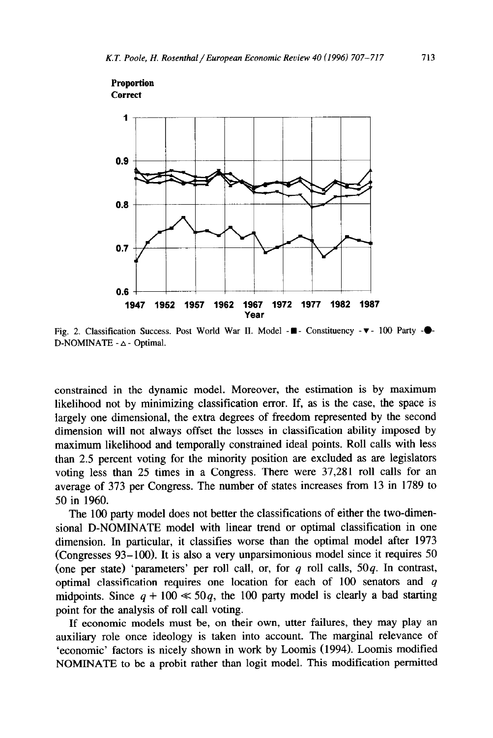Fig. 2. Classification Success. Post World War II. Model -■- Constituency -▼- 100 Party -●- D-NOMINATE -△- Optimal.

constrained in the dynamic model. Moreover, the estimation is by maximum likelihood not by minimizing classification error. If, as is the case, the space is largely one dimensional, the extra degrees of freedom represented by the second dimension will not always offset the losses in classification ability imposed by maximum likelihood and temporally constrained ideal points. Roll calls with less than 2.5 percent voting for the minority position are excluded as are legislators voting less than 25 times in a Congress. There were 37,281 roll calls for an average of 373 per Congress. The number of states increases from 13 in 1789 to 50 in 1960.

The 100 party model does not better the classifications of either the two-dimensional D-NOMINATE model with linear trend or optimal classification in one dimension. In particular, it classifies worse than the optimal model after 1973 (Congresses 93–100). It is also a very unparsimonious model since it requires 50 (one per state) 'parameters' per roll call, or, for $q$ roll calls, $50q$. In contrast, optimal classification requires one location for each of 100 senators and $q$ midpoints. Since $q + 100 \ll 50q$, the 100 party model is clearly a bad starting point for the analysis of roll call voting.

If economic models must be, on their own, utter failures, they may play an auxiliary role once ideology is taken into account. The marginal relevance of 'economic' factors is nicely shown in work by Loomis (1994). Loomis modified NOMINATE to be a probit rather than logit model. This modification permitted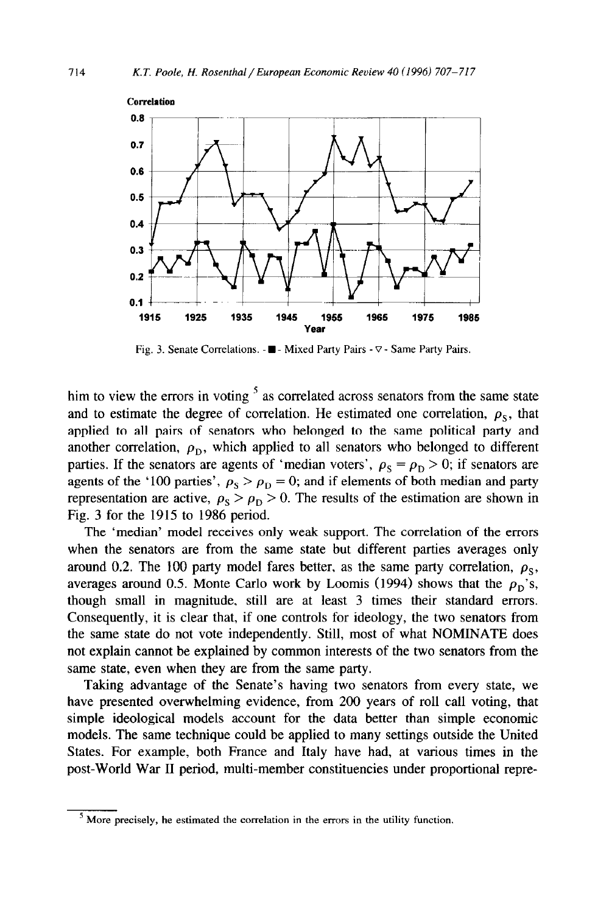Fig. 3. Senate Correlations. - ■ - Mixed Party Pairs - ▽ - Same Party Pairs.

him to view the errors in voting [5] as correlated across senators from the same state and to estimate the degree of correlation. He estimated one correlation, $\rho_S$, that applied to all pairs of senators who belonged to the same political party and another correlation, $\rho_D$, which applied to all senators who belonged to different parties. If the senators are agents of 'median voters', $\rho_S = \rho_D > 0$; if senators are agents of the '100 parties', $\rho_S > \rho_D = 0$; and if elements of both median and party representation are active, $\rho_S > \rho_D > 0$. The results of the estimation are shown in Fig. 3 for the 1915 to 1986 period.

The 'median' model receives only weak support. The correlation of the errors when the senators are from the same state but different parties averages only around 0.2. The 100 party model fares better, as the same party correlation, $\rho_S$, averages around 0.5. Monte Carlo work by Loomis (1994) shows that the $\rho_D$'s, though small in magnitude, still are at least 3 times their standard errors. Consequently, it is clear that, if one controls for ideology, the two senators from the same state do not vote independently. Still, most of what NOMINATE does not explain cannot be explained by common interests of the two senators from the same state, even when they are from the same party.

Taking advantage of the Senate's having two senators from every state, we have presented overwhelming evidence, from 200 years of roll call voting, that simple ideological models account for the data better than simple economic models. The same technique could be applied to many settings outside the United States. For example, both France and Italy have had, at various times in the post-World War II period, multi-member constituencies under proportional repre-

[5] More precisely, he estimated the correlation in the errors in the utility function.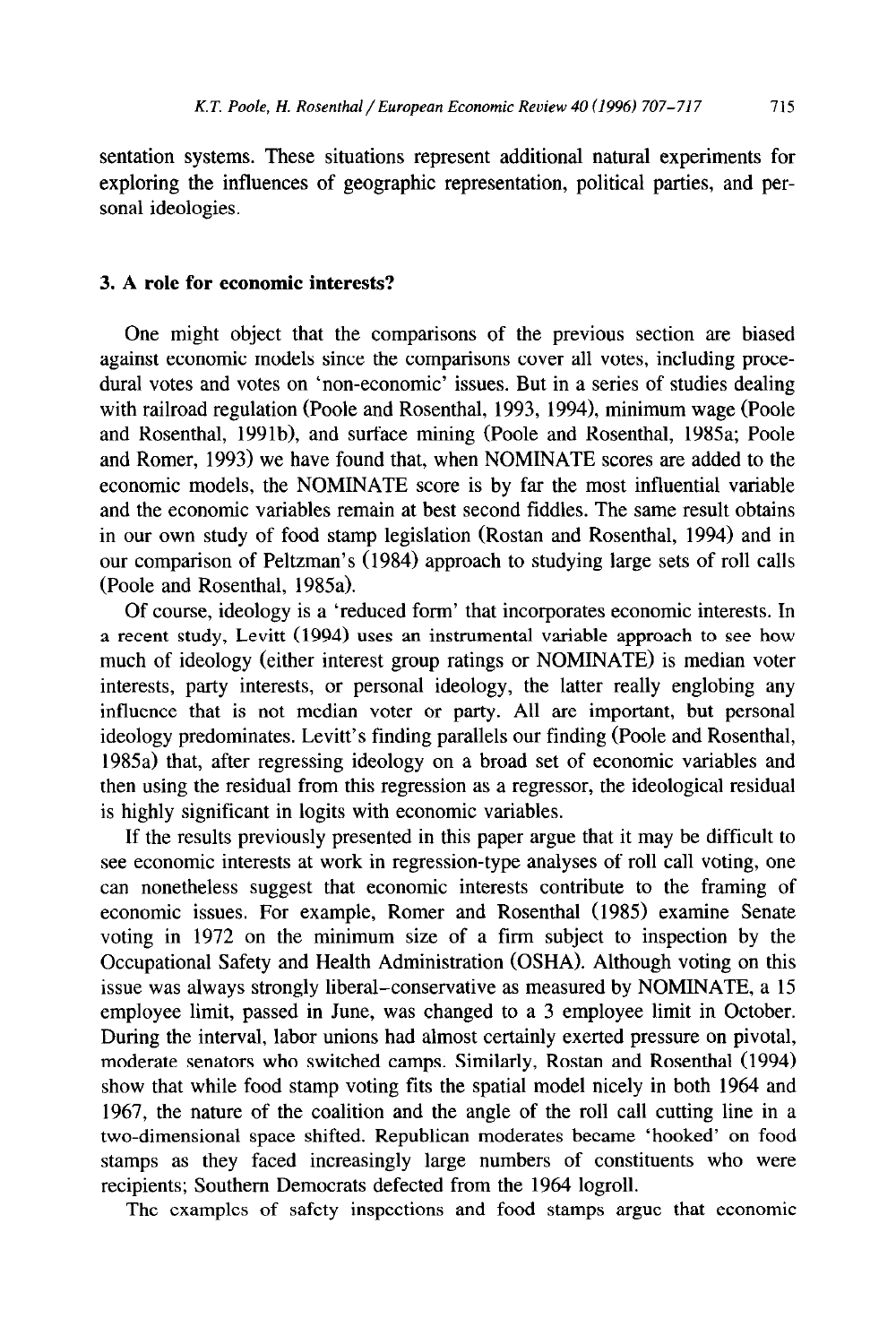sentation systems. These situations represent additional natural experiments for exploring the influences of geographic representation, political parties, and personal ideologies.

## 3. A role for economic interests?

One might object that the comparisons of the previous section are biased against economic models since the comparisons cover all votes, including procedural votes and votes on 'non-economic' issues. But in a series of studies dealing with railroad regulation (Poole and Rosenthal, 1993, 1994), minimum wage (Poole and Rosenthal, 1991b), and surface mining (Poole and Rosenthal, 1985a; Poole and Romer, 1993) we have found that, when NOMINATE scores are added to the economic models, the NOMINATE score is by far the most influential variable and the economic variables remain at best second fiddles. The same result obtains in our own study of food stamp legislation (Rostan and Rosenthal, 1994) and in our comparison of Peltzman's (1984) approach to studying large sets of roll calls (Poole and Rosenthal, 1985a).

Of course, ideology is a 'reduced form' that incorporates economic interests. In a recent study, Levitt (1994) uses an instrumental variable approach to see how much of ideology (either interest group ratings or NOMINATE) is median voter interests, party interests, or personal ideology, the latter really englobing any influence that is not median voter or party. All are important, but personal ideology predominates. Levitt's finding parallels our finding (Poole and Rosenthal, 1985a) that, after regressing ideology on a broad set of economic variables and then using the residual from this regression as a regressor, the ideological residual is highly significant in logits with economic variables.

If the results previously presented in this paper argue that it may be difficult to see economic interests at work in regression-type analyses of roll call voting, one can nonetheless suggest that economic interests contribute to the framing of economic issues. For example, Romer and Rosenthal (1985) examine Senate voting in 1972 on the minimum size of a firm subject to inspection by the Occupational Safety and Health Administration (OSHA). Although voting on this issue was always strongly liberal–conservative as measured by NOMINATE, a 15 employee limit, passed in June, was changed to a 3 employee limit in October. During the interval, labor unions had almost certainly exerted pressure on pivotal, moderate senators who switched camps. Similarly, Rostan and Rosenthal (1994) show that while food stamp voting fits the spatial model nicely in both 1964 and 1967, the nature of the coalition and the angle of the roll call cutting line in a two-dimensional space shifted. Republican moderates became 'hooked' on food stamps as they faced increasingly large numbers of constituents who were recipients; Southern Democrats defected from the 1964 logroll.

The examples of safety inspections and food stamps argue that economic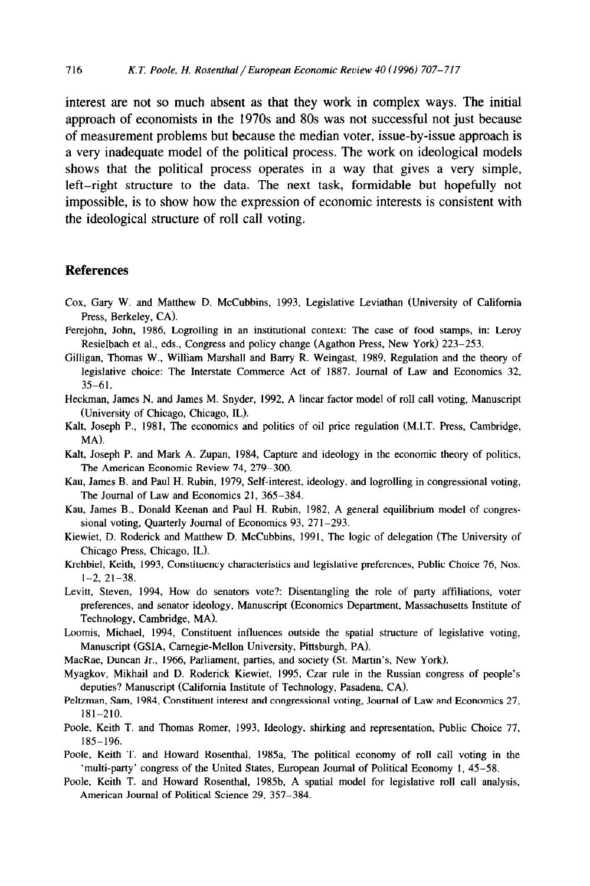interest are not so much absent as that they work in complex ways. The initial approach of economists in the 1970s and 80s was not successful not just because of measurement problems but because the median voter, issue-by-issue approach is a very inadequate model of the political process. The work on ideological models shows that the political process operates in a way that gives a very simple, left–right structure to the data. The next task, formidable but hopefully not impossible, is to show how the expression of economic interests is consistent with the ideological structure of roll call voting.

## References

Cox, Gary W. and Matthew D. McCubbins, 1993, Legislative Leviathan (University of California Press, Berkeley, CA).

Ferejohn, John, 1986, Logrolling in an institutional context: The case of food stamps, in: Leroy Resielbach et al., eds., Congress and policy change (Agathon Press, New York) 223–253.

Gilligan, Thomas W., William Marshall and Barry R. Weingast, 1989, Regulation and the theory of legislative choice: The Interstate Commerce Act of 1887. Journal of Law and Economics 32, 35–61.

Heckman, James N. and James M. Snyder, 1992, A linear factor model of roll call voting, Manuscript (University of Chicago, Chicago, IL).

Kalt, Joseph P., 1981, The economics and politics of oil price regulation (M.I.T. Press, Cambridge, MA).

Kalt, Joseph P. and Mark A. Zupan, 1984, Capture and ideology in the economic theory of politics, The American Economic Review 74, 279–300.

Kau, James B. and Paul H. Rubin, 1979, Self-interest, ideology, and logrolling in congressional voting, The Journal of Law and Economics 21, 365–384.

Kau, James B., Donald Keenan and Paul H. Rubin, 1982, A general equilibrium model of congressional voting, Quarterly Journal of Economics 93, 271–293.

Kiewiet, D. Roderick and Matthew D. McCubbins, 1991, The logic of delegation (The University of Chicago Press, Chicago, IL).

Krehbiel, Keith, 1993, Constituency characteristics and legislative preferences, Public Choice 76, Nos. 1–2, 21–38.

Levitt, Steven, 1994, How do senators vote?: Disentangling the role of party affiliations, voter preferences, and senator ideology, Manuscript (Economics Department, Massachusetts Institute of Technology, Cambridge, MA).

Loomis, Michael, 1994, Constituent influences outside the spatial structure of legislative voting, Manuscript (GSIA, Carnegie-Mellon University, Pittsburgh, PA).

MacRae, Duncan Jr., 1966, Parliament, parties, and society (St. Martin's, New York).

Myagkov, Mikhail and D. Roderick Kiewiet, 1995, Czar rule in the Russian congress of people's deputies? Manuscript (California Institute of Technology, Pasadena, CA).

Peltzman, Sam, 1984, Constituent interest and congressional voting, Journal of Law and Economics 27, 181–210.

Poole, Keith T. and Thomas Romer, 1993, Ideology, shirking and representation, Public Choice 77, 185–196.

Poole, Keith T. and Howard Rosenthal, 1985a, The political economy of roll call voting in the 'multi-party' congress of the United States, European Journal of Political Economy 1, 45–58.

Poole, Keith T. and Howard Rosenthal, 1985b, A spatial model for legislative roll call analysis, American Journal of Political Science 29, 357–384.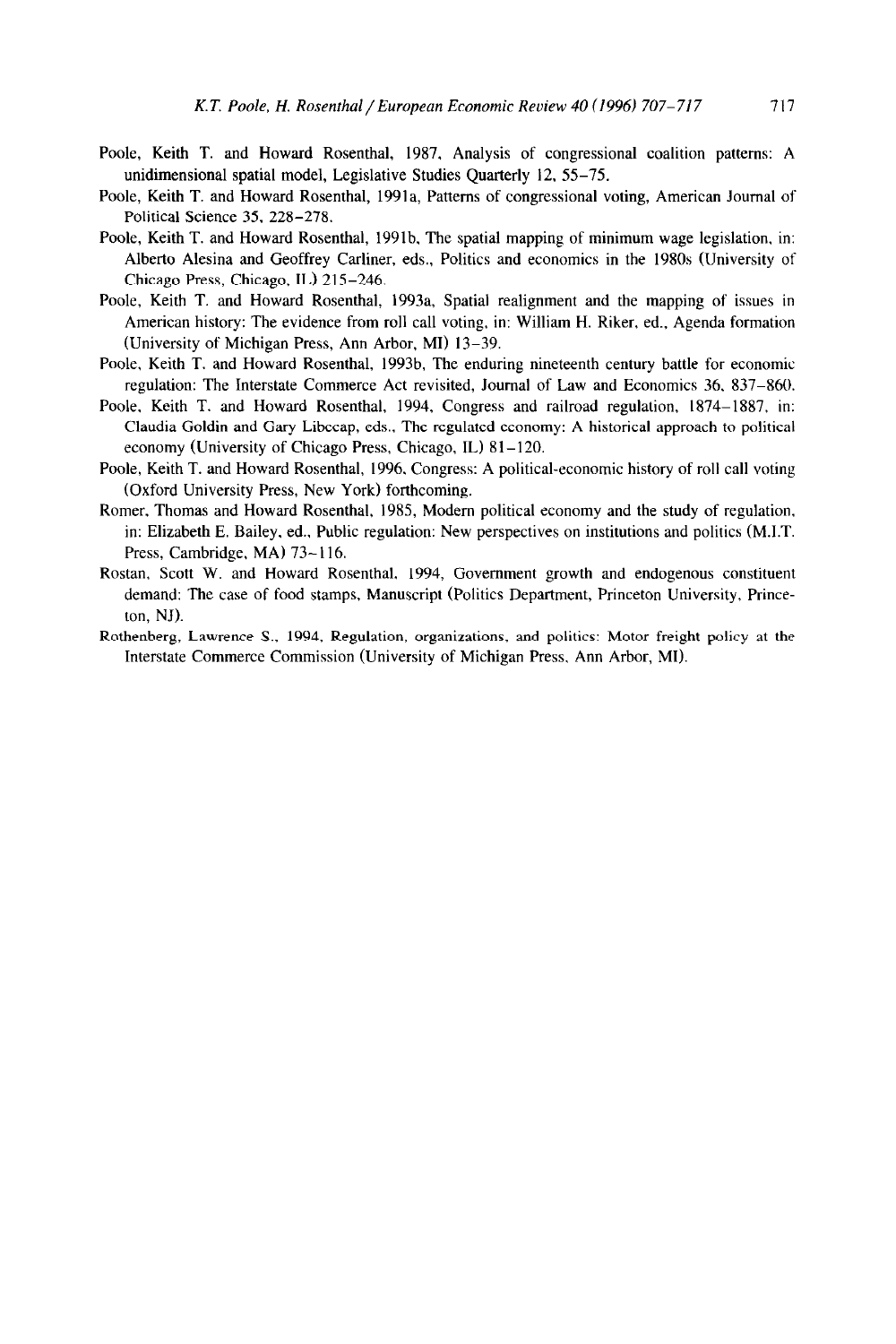Poole, Keith T. and Howard Rosenthal, 1987, Analysis of congressional coalition patterns: A unidimensional spatial model, Legislative Studies Quarterly 12, 55–75.

Poole, Keith T. and Howard Rosenthal, 1991a, Patterns of congressional voting, American Journal of Political Science 35, 228–278.

Poole, Keith T. and Howard Rosenthal, 1991b, The spatial mapping of minimum wage legislation, in: Alberto Alesina and Geoffrey Carliner, eds., Politics and economics in the 1980s (University of Chicago Press, Chicago, IL) 215–246.

Poole, Keith T. and Howard Rosenthal, 1993a, Spatial realignment and the mapping of issues in American history: The evidence from roll call voting, in: William H. Riker, ed., Agenda formation (University of Michigan Press, Ann Arbor, MI) 13–39.

Poole, Keith T. and Howard Rosenthal, 1993b, The enduring nineteenth century battle for economic regulation: The Interstate Commerce Act revisited, Journal of Law and Economics 36, 837–860.

Poole, Keith T. and Howard Rosenthal, 1994, Congress and railroad regulation, 1874–1887, in: Claudia Goldin and Gary Libecap, eds., The regulated economy: A historical approach to political economy (University of Chicago Press, Chicago, IL) 81–120.

Poole, Keith T. and Howard Rosenthal, 1996, Congress: A political-economic history of roll call voting (Oxford University Press, New York) forthcoming.

Romer, Thomas and Howard Rosenthal, 1985, Modern political economy and the study of regulation, in: Elizabeth E. Bailey, ed., Public regulation: New perspectives on institutions and politics (M.I.T. Press, Cambridge, MA) 73–116.

Rostan, Scott W. and Howard Rosenthal, 1994, Government growth and endogenous constituent demand: The case of food stamps, Manuscript (Politics Department, Princeton University, Princeton, NJ).

Rothenberg, Lawrence S., 1994, Regulation, organizations, and politics: Motor freight policy at the Interstate Commerce Commission (University of Michigan Press, Ann Arbor, MI).